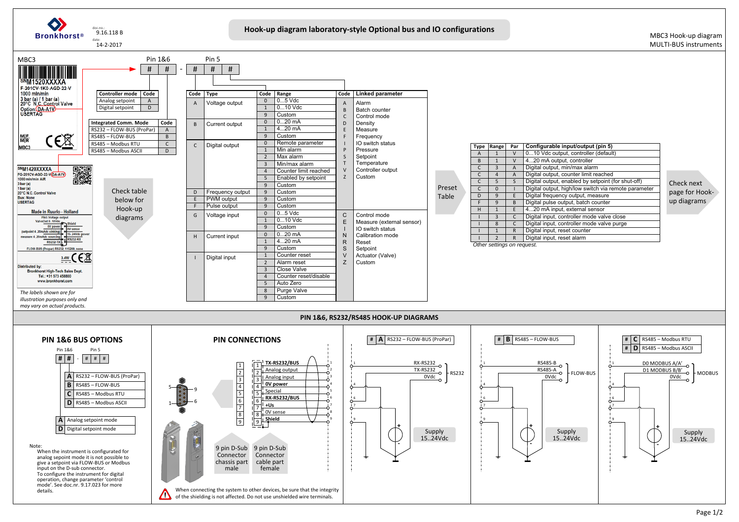Bronkhorst®

doc.no.: 9.16.118 B

date: 14-2-2017

# Hook-up diagram laboratory-style Optional bus and IO configurations

MBC3 Hook-up diagram
MULTI-BUS instruments

MBC3

Pin 1&6: # # - Pin 5: # # #

SNM1520XXXXA
F-201CV-1K0-AGD-22-V
1000 mln/min
3 bar (a) / 1 bar (a)
20°C N.C. Control Valve
Option DA-A1V
USERTAG

| Controller mode | Code |
|---|---|
| Analog setpoint | A |
| Digital setpoint | D |

| Integrated Comm. Mode | Code |
|---|---|
| RS232 – FLOW-BUS (ProPar) | A |
| RS485 – FLOW-BUS | B |
| RS485 – Modbus RTU | C |
| RS485 – Modbus ASCII | D |

SNM1420XXXXA
FG-201CV-AGD-22-V-DA-A1V
1000 mln/min AIR
3 bar (a)
1 bar (a)
20°C N.C. Control Valve
Bus: None
USERTAG

Made in Ruurlo - Holland

Distributed by:
Bronkhorst High-Tech Sales Dept.
Tel.: +31 573 458800
www.bronkhorst.com

*The labels shown are for illustration purposes only and may vary on actual products.*

Check table below for Hook-up diagrams

| Code | Type | Code | Range |
|---|---|---|---|
| A | Voltage output | 0 | 0...5 Vdc |
| | | 1 | 0...10 Vdc |
| | | 9 | Custom |
| B | Current output | 0 | 0...20 mA |
| | | 1 | 4...20 mA |
| | | 9 | Custom |
| C | Digital output | 0 | Remote parameter |
| | | 1 | Min alarm |
| | | 2 | Max alarm |
| | | 3 | Min/max alarm |
| | | 4 | Counter limit reached |
| | | 5 | Enabled by setpoint |
| | | 9 | Custom |
| D | Frequency output | 9 | Custom |
| E | PWM output | 9 | Custom |
| F | Pulse output | 9 | Custom |
| G | Voltage input | 0 | 0...5 Vdc |
| | | 1 | 0...10 Vdc |
| | | 9 | Custom |
| H | Current input | 0 | 0...20 mA |
| | | 1 | 4...20 mA |
| | | 9 | Custom |
| I | Digital input | 1 | Counter reset |
| | | 2 | Alarm reset |
| | | 3 | Close Valve |
| | | 4 | Counter reset/disable |
| | | 5 | Auto Zero |
| | | 8 | Purge Valve |
| | | 9 | Custom |

| Code | Linked parameter (outputs) |
|---|---|
| A | Alarm |
| B | Batch counter |
| C | Control mode |
| D | Density |
| E | Measure |
| F | Frequency |
| I | IO switch status |
| P | Pressure |
| S | Setpoint |
| T | Temperature |
| V | Controller output |
| Z | Custom |

| Code | Linked parameter (inputs) |
|---|---|
| C | Control mode |
| E | Measure (external sensor) |
| I | IO switch status |
| N | Calibration mode |
| R | Reset |
| S | Setpoint |
| V | Actuator (Valve) |
| Z | Custom |

Preset Table

| Type | Range | Par | Configurable input/output (pin 5) |
|---|---|---|---|
| A | 1 | V | 0...10 Vdc output, controller (default) |
| B | 1 | V | 4...20 mA output, controller |
| C | 3 | A | Digital output, min/max alarm |
| C | 4 | A | Digital output, counter limit reached |
| C | 5 | S | Digital output, enabled by setpoint (for shut-off) |
| C | 0 | I | Digital output, high/low switch via remote parameter |
| D | 9 | E | Digital frequency output, measure |
| F | 9 | B | Digital pulse output, batch counter |
| H | 1 | E | 4...20 mA input, external sensor |
| I | 3 | C | Digital input, controller mode valve close |
| I | 8 | C | Digital input, controller mode valve purge |
| I | 1 | R | Digital input, reset counter |
| I | 2 | R | Digital input, reset alarm |

*Other settings on request.*

Check next page for Hook-up diagrams

## PIN 1&6, RS232/RS485 HOOK-UP DIAGRAMS

### PIN 1&6 BUS OPTIONS

Pin 1&6: # # - Pin 5: # # #

| Code | Bus option |
|---|---|
| A | RS232 – FLOW-BUS (ProPar) |
| B | RS485 – FLOW-BUS |
| C | RS485 – Modbus RTU |
| D | RS485 – Modbus ASCII |

| Code | Setpoint mode |
|---|---|
| A | Analog setpoint mode |
| D | Digital setpoint mode |

Note:
When the instrument is configurated for analog setpoint mode it is not possible to give a setpoint via FLOW-BUS or Modbus input on the D-sub connector.
To configure the instrument for digital operation, change parameter 'control mode'. See doc.nr. 9.17.023 for more details.

### PIN CONNECTIONS

| Pin | Function |
|---|---|
| 1 | **TX-RS232/BUS** |
| 2 | Analog output |
| 3 | Analog input |
| 4 | **0V power** |
| 5 | Special |
| 6 | **RX-RS232/BUS** |
| 7 | **+Us** |
| 8 | 0V sense |
| 9 | **Shield** |

9 pin D-Sub Connector chassis part male

9 pin D-Sub Connector cable part female

When connecting the system to other devices, be sure that the integrity of the shielding is not affected. Do not use unshielded wire terminals.

**# A** RS232 – FLOW-BUS (ProPar): pin 1 RX-RS232, pin 6 TX-RS232, pin 4 0Vdc → RS232; Supply 15..24Vdc

**# B** RS485 – FLOW-BUS: pin 1 RS485-B, pin 6 RS485-A, pin 4 0Vdc → FLOW-BUS; Supply 15..24Vdc

**# C** RS485 – Modbus RTU / **# D** RS485 – Modbus ASCII: pin 1 D0 MODBUS A/A', pin 6 D1 MODBUS B/B', pin 4 0Vdc → MODBUS; Supply 15..24Vdc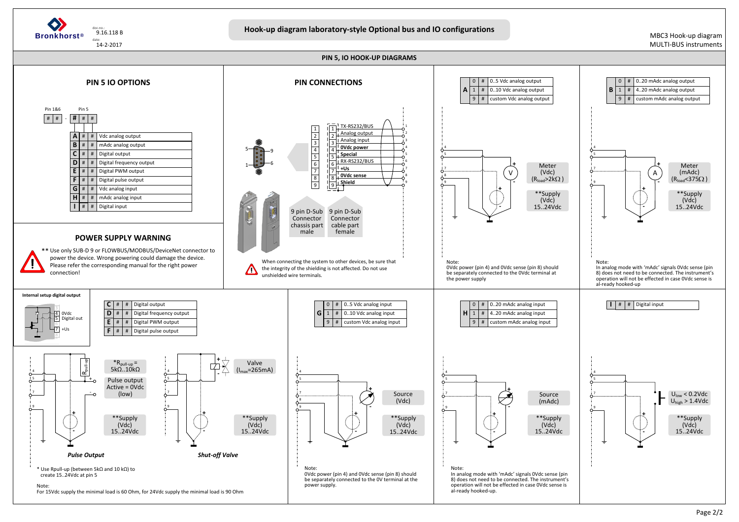doc.no.: 9.16.118 B
date: 14-2-2017

# Hook-up diagram laboratory-style Optional bus and IO configurations

MBC3 Hook-up diagram
MULTI-BUS instruments

## PIN 5, IO HOOK-UP DIAGRAMS

### PIN 5 IO OPTIONS

Pin 1&6 — Pin 5

| | | | |
|---|---|---|---|
| A | # | # | Vdc analog output |
| B | # | # | mAdc analog output |
| C | # | # | Digital output |
| D | # | # | Digital frequency output |
| E | # | # | Digital PWM output |
| F | # | # | Digital pulse output |
| G | # | # | Vdc analog input |
| H | # | # | mAdc analog input |
| I | # | # | Digital input |

### POWER SUPPLY WARNING

** Use only SUB-D 9 or FLOWBUS/MODBUS/DeviceNet connector to power the device. Wrong powering could damage the device. Please refer the corresponding manual for the right power connection!

### PIN CONNECTIONS

1. TX-RS232/BUS
2. Analog output
3. Analog input
4. **0Vdc power**
5. **Special**
6. RX-RS232/BUS
7. **+Us**
8. **0Vdc sense**
9. **Shield**

9 pin D-Sub Connector chassis part male

9 pin D-Sub Connector cable part female

When connecting the system to other devices, be sure that the integrity of the shielding is not affected. Do not use unshielded wire terminals.

| | | | |
|---|---|---|---|
| A | 0 | # | 0..5 Vdc analog output |
| | 1 | # | 0..10 Vdc analog output |
| | 9 | # | custom Vdc analog output |

Meter (Vdc) ($R_{load}$>2kΩ)

**Supply (Vdc) 15..24Vdc

Note:
0Vdc power (pin 4) and 0Vdc sense (pin 8) should be separately connected to the 0Vdc terminal at the power supply

| | | | |
|---|---|---|---|
| B | 0 | # | 0..20 mAdc analog output |
| | 1 | # | 4..20 mAdc analog output |
| | 9 | # | custom mAdc analog output |

Meter (mAdc) ($R_{load}$<375Ω)

**Supply (Vdc) 15..24Vdc

Note:
In analog mode with 'mAdc' signals 0Vdc sense (pin 8) does not need to be connected. The instrument's operation will not be effected in case 0Vdc sense is al-ready hooked-up

**Internal setup digital output**

4 0Vdc
5 Digital out
7 +Us

| | | | |
|---|---|---|---|
| C | # | # | Digital output |
| D | # | # | Digital frequency output |
| E | # | # | Digital PWM output |
| F | # | # | Digital pulse output |

$^*R_{pull-up}$ = 5kΩ..10kΩ

Pulse output Active = 0Vdc (low)

**Supply (Vdc) 15..24Vdc

*Pulse Output*

Valve ($I_{max}$=265mA)

**Supply (Vdc) 15..24Vdc

*Shut-off Valve*

* Use Rpull-up (between 5kΩ and 10 kΩ) to create 15..24Vdc at pin 5

Note:
For 15Vdc supply the minimal load is 60 Ohm, for 24Vdc supply the minimal load is 90 Ohm

| | | | |
|---|---|---|---|
| G | 0 | # | 0..5 Vdc analog input |
| | 1 | # | 0..10 Vdc analog input |
| | 9 | # | custom Vdc analog input |

Source (Vdc)

**Supply (Vdc) 15..24Vdc

Note:
0Vdc power (pin 4) and 0Vdc sense (pin 8) should be separately connected to the 0V terminal at the power supply.

| | | | |
|---|---|---|---|
| H | 0 | # | 0..20 mAdc analog input |
| | 1 | # | 4..20 mAdc analog input |
| | 9 | # | custom mAdc analog input |

Source (mAdc)

**Supply (Vdc) 15..24Vdc

Note:
In analog mode with 'mAdc' signals 0Vdc sense (pin 8) does not need to be connected. The instrument's operation will not be effected in case 0Vdc sense is al-ready hooked-up.

| | | | |
|---|---|---|---|
| I | # | # | Digital input |

$U_{low}$ < 0.2Vdc
$U_{high}$ > 1.4Vdc

**Supply (Vdc) 15..24Vdc